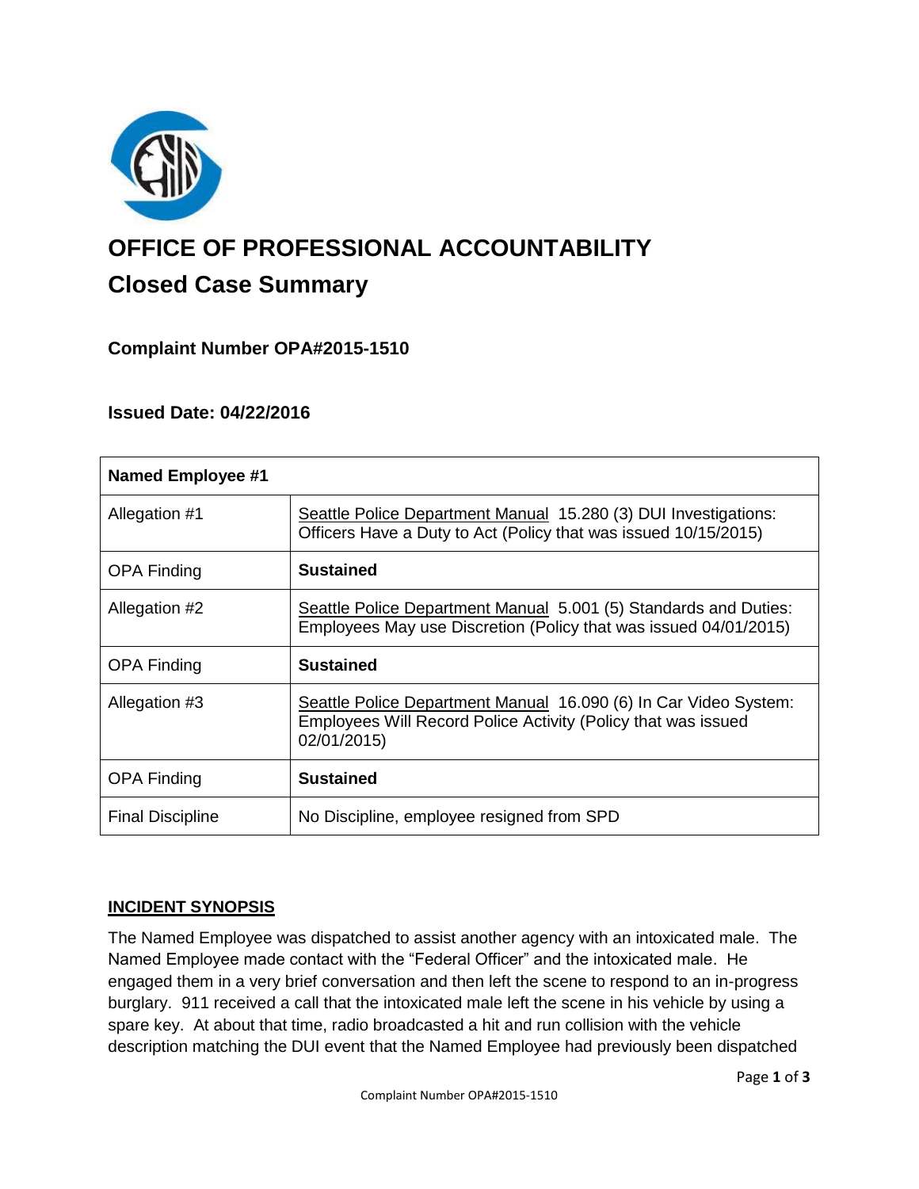# OFFICE OF PROFESSIONAL ACCOUNTABILITY

## Closed Case Summary

### Complaint Number OPA#2015-1510

### Issued Date: 04/22/2016

| **Named Employee #1** | |
|---|---|
| Allegation #1 | Seattle Police Department Manual 15.280 (3) DUI Investigations: Officers Have a Duty to Act (Policy that was issued 10/15/2015) |
| OPA Finding | **Sustained** |
| Allegation #2 | Seattle Police Department Manual 5.001 (5) Standards and Duties: Employees May use Discretion (Policy that was issued 04/01/2015) |
| OPA Finding | **Sustained** |
| Allegation #3 | Seattle Police Department Manual 16.090 (6) In Car Video System: Employees Will Record Police Activity (Policy that was issued 02/01/2015) |
| OPA Finding | **Sustained** |
| Final Discipline | No Discipline, employee resigned from SPD |

**INCIDENT SYNOPSIS**

The Named Employee was dispatched to assist another agency with an intoxicated male. The Named Employee made contact with the "Federal Officer" and the intoxicated male. He engaged them in a very brief conversation and then left the scene to respond to an in-progress burglary. 911 received a call that the intoxicated male left the scene in his vehicle by using a spare key. At about that time, radio broadcasted a hit and run collision with the vehicle description matching the DUI event that the Named Employee had previously been dispatched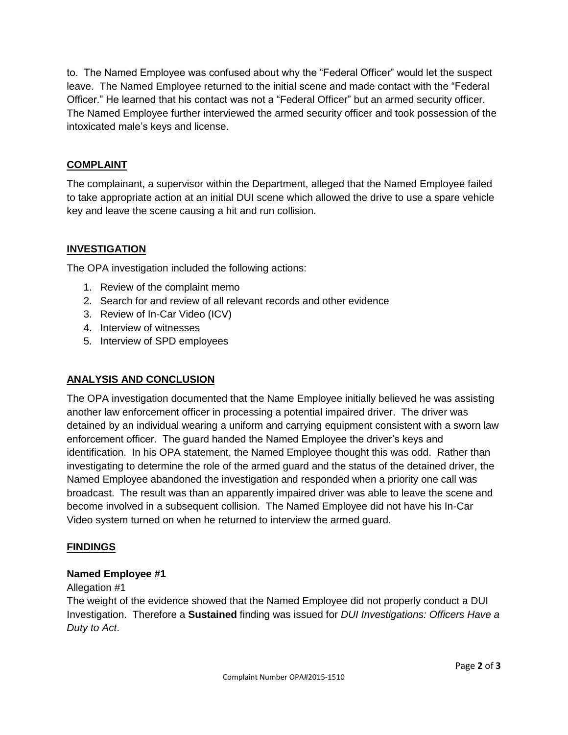to. The Named Employee was confused about why the "Federal Officer" would let the suspect leave. The Named Employee returned to the initial scene and made contact with the "Federal Officer." He learned that his contact was not a "Federal Officer" but an armed security officer. The Named Employee further interviewed the armed security officer and took possession of the intoxicated male's keys and license.

## COMPLAINT

The complainant, a supervisor within the Department, alleged that the Named Employee failed to take appropriate action at an initial DUI scene which allowed the drive to use a spare vehicle key and leave the scene causing a hit and run collision.

## INVESTIGATION

The OPA investigation included the following actions:

1. Review of the complaint memo
2. Search for and review of all relevant records and other evidence
3. Review of In-Car Video (ICV)
4. Interview of witnesses
5. Interview of SPD employees

## ANALYSIS AND CONCLUSION

The OPA investigation documented that the Name Employee initially believed he was assisting another law enforcement officer in processing a potential impaired driver. The driver was detained by an individual wearing a uniform and carrying equipment consistent with a sworn law enforcement officer. The guard handed the Named Employee the driver's keys and identification. In his OPA statement, the Named Employee thought this was odd. Rather than investigating to determine the role of the armed guard and the status of the detained driver, the Named Employee abandoned the investigation and responded when a priority one call was broadcast. The result was than an apparently impaired driver was able to leave the scene and become involved in a subsequent collision. The Named Employee did not have his In-Car Video system turned on when he returned to interview the armed guard.

## FINDINGS

### Named Employee #1

Allegation #1

The weight of the evidence showed that the Named Employee did not properly conduct a DUI Investigation. Therefore a **Sustained** finding was issued for *DUI Investigations: Officers Have a Duty to Act*.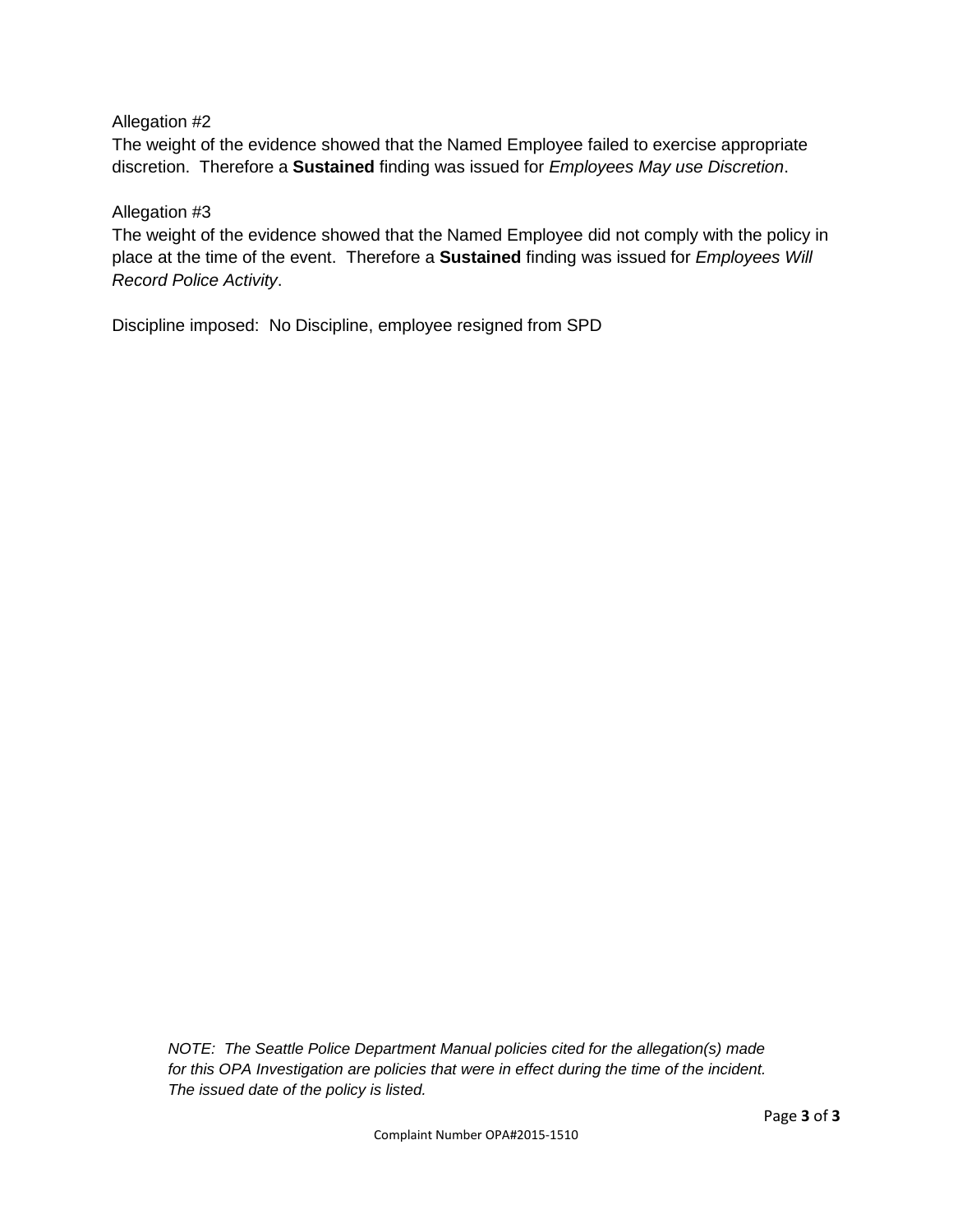Allegation #2
The weight of the evidence showed that the Named Employee failed to exercise appropriate discretion. Therefore a **Sustained** finding was issued for *Employees May use Discretion*.

Allegation #3
The weight of the evidence showed that the Named Employee did not comply with the policy in place at the time of the event. Therefore a **Sustained** finding was issued for *Employees Will Record Police Activity*.

Discipline imposed: No Discipline, employee resigned from SPD

*NOTE: The Seattle Police Department Manual policies cited for the allegation(s) made for this OPA Investigation are policies that were in effect during the time of the incident. The issued date of the policy is listed.*

Complaint Number OPA#2015-1510